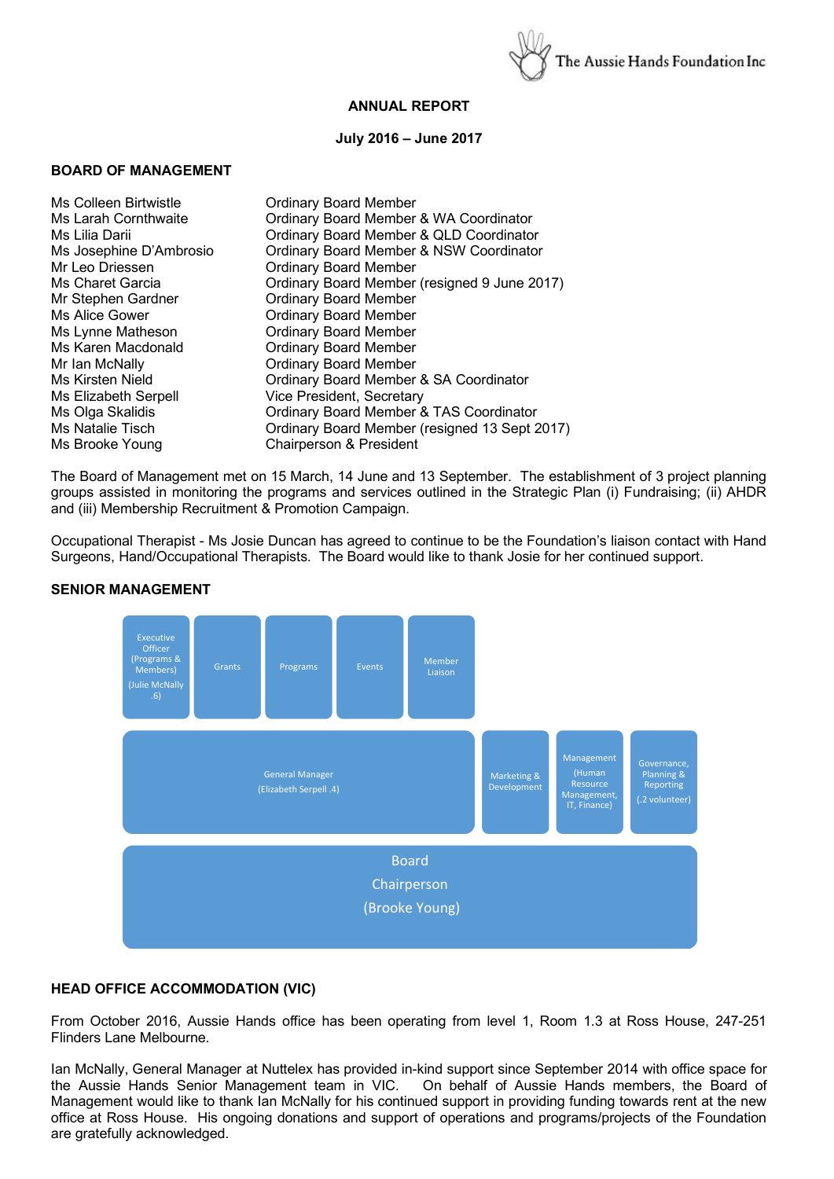The Aussie Hands Foundation Inc

# ANNUAL REPORT

**July 2016 – June 2017**

## BOARD OF MANAGEMENT

| | |
|---|---|
| Ms Colleen Birtwistle | Ordinary Board Member |
| Ms Larah Cornthwaite | Ordinary Board Member & WA Coordinator |
| Ms Lilia Darii | Ordinary Board Member & QLD Coordinator |
| Ms Josephine D'Ambrosio | Ordinary Board Member & NSW Coordinator |
| Mr Leo Driessen | Ordinary Board Member |
| Ms Charet Garcia | Ordinary Board Member (resigned 9 June 2017) |
| Mr Stephen Gardner | Ordinary Board Member |
| Ms Alice Gower | Ordinary Board Member |
| Ms Lynne Matheson | Ordinary Board Member |
| Ms Karen Macdonald | Ordinary Board Member |
| Mr Ian McNally | Ordinary Board Member |
| Ms Kirsten Nield | Ordinary Board Member & SA Coordinator |
| Ms Elizabeth Serpell | Vice President, Secretary |
| Ms Olga Skalidis | Ordinary Board Member & TAS Coordinator |
| Ms Natalie Tisch | Ordinary Board Member (resigned 13 Sept 2017) |
| Ms Brooke Young | Chairperson & President |

The Board of Management met on 15 March, 14 June and 13 September. The establishment of 3 project planning groups assisted in monitoring the programs and services outlined in the Strategic Plan (i) Fundraising; (ii) AHDR and (iii) Membership Recruitment & Promotion Campaign.

Occupational Therapist - Ms Josie Duncan has agreed to continue to be the Foundation's liaison contact with Hand Surgeons, Hand/Occupational Therapists. The Board would like to thank Josie for her continued support.

## SENIOR MANAGEMENT

| | | | | |
|---|---|---|---|---|
| Executive Officer (Programs & Members) (Julie McNally .6) | Grants | Programs | Events | Member Liaison |

| | | | |
|---|---|---|---|
| General Manager (Elizabeth Serpell .4) | Marketing & Development | Management (Human Resource Management, IT, Finance) | Governance, Planning & Reporting (.2 volunteer) |

| |
|---|
| Board Chairperson (Brooke Young) |

## HEAD OFFICE ACCOMMODATION (VIC)

From October 2016, Aussie Hands office has been operating from level 1, Room 1.3 at Ross House, 247-251 Flinders Lane Melbourne.

Ian McNally, General Manager at Nuttelex has provided in-kind support since September 2014 with office space for the Aussie Hands Senior Management team in VIC. On behalf of Aussie Hands members, the Board of Management would like to thank Ian McNally for his continued support in providing funding towards rent at the new office at Ross House. His ongoing donations and support of operations and programs/projects of the Foundation are gratefully acknowledged.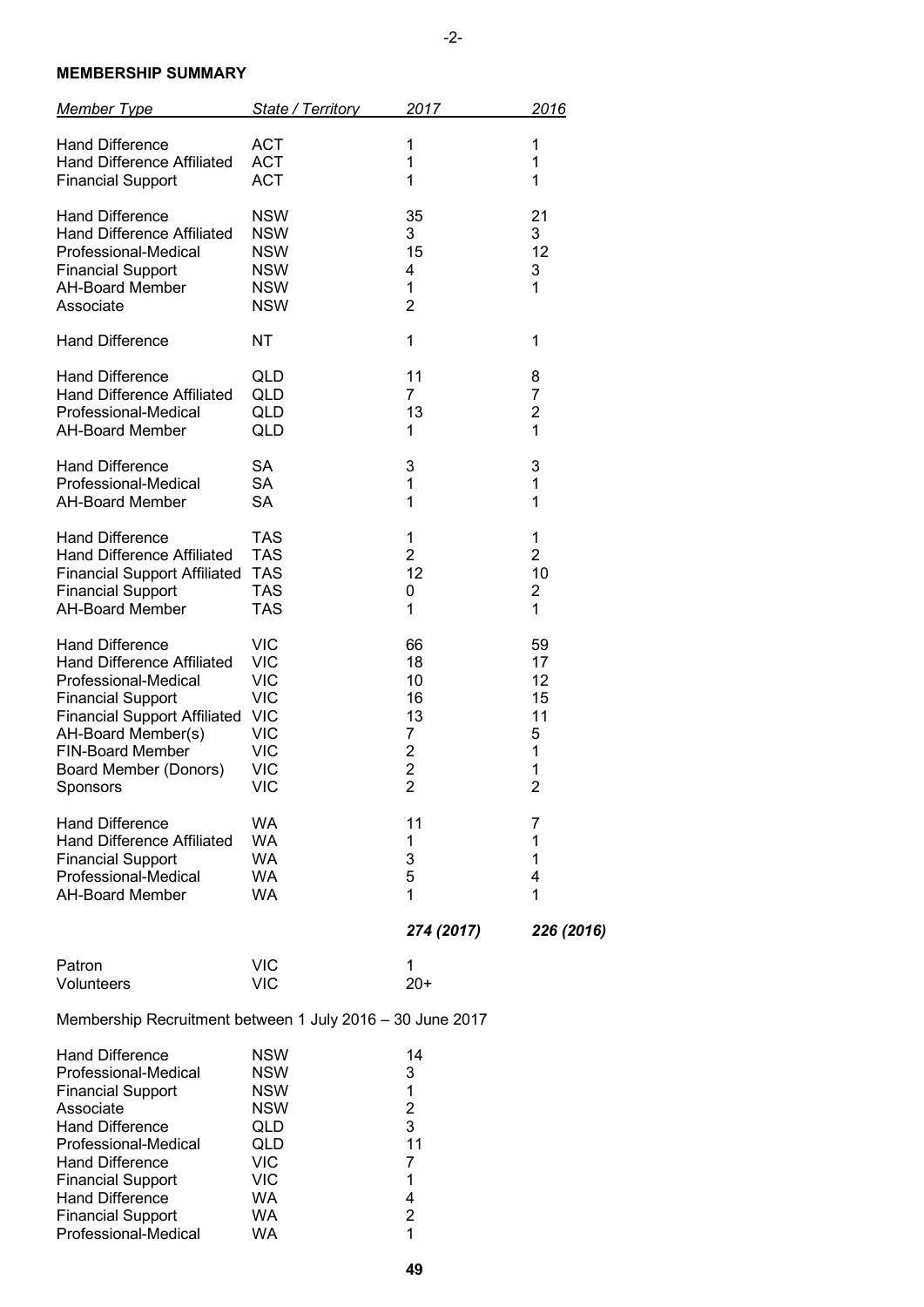**MEMBERSHIP SUMMARY**

| *Member Type* | *State / Territory* | *2017* | *2016* |
|---|---|---|---|
| Hand Difference | ACT | 1 | 1 |
| Hand Difference Affiliated | ACT | 1 | 1 |
| Financial Support | ACT | 1 | 1 |
| Hand Difference | NSW | 35 | 21 |
| Hand Difference Affiliated | NSW | 3 | 3 |
| Professional-Medical | NSW | 15 | 12 |
| Financial Support | NSW | 4 | 3 |
| AH-Board Member | NSW | 1 | 1 |
| Associate | NSW | 2 | |
| Hand Difference | NT | 1 | 1 |
| Hand Difference | QLD | 11 | 8 |
| Hand Difference Affiliated | QLD | 7 | 7 |
| Professional-Medical | QLD | 13 | 2 |
| AH-Board Member | QLD | 1 | 1 |
| Hand Difference | SA | 3 | 3 |
| Professional-Medical | SA | 1 | 1 |
| AH-Board Member | SA | 1 | 1 |
| Hand Difference | TAS | 1 | 1 |
| Hand Difference Affiliated | TAS | 2 | 2 |
| Financial Support Affiliated | TAS | 12 | 10 |
| Financial Support | TAS | 0 | 2 |
| AH-Board Member | TAS | 1 | 1 |
| Hand Difference | VIC | 66 | 59 |
| Hand Difference Affiliated | VIC | 18 | 17 |
| Professional-Medical | VIC | 10 | 12 |
| Financial Support | VIC | 16 | 15 |
| Financial Support Affiliated | VIC | 13 | 11 |
| AH-Board Member(s) | VIC | 7 | 5 |
| FIN-Board Member | VIC | 2 | 1 |
| Board Member (Donors) | VIC | 2 | 1 |
| Sponsors | VIC | 2 | 2 |
| Hand Difference | WA | 11 | 7 |
| Hand Difference Affiliated | WA | 1 | 1 |
| Financial Support | WA | 3 | 1 |
| Professional-Medical | WA | 5 | 4 |
| AH-Board Member | WA | 1 | 1 |
| | | ***274 (2017)*** | ***226 (2016)*** |
| Patron | VIC | 1 | |
| Volunteers | VIC | 20+ | |

Membership Recruitment between 1 July 2016 – 30 June 2017

| | | |
|---|---|---|
| Hand Difference | NSW | 14 |
| Professional-Medical | NSW | 3 |
| Financial Support | NSW | 1 |
| Associate | NSW | 2 |
| Hand Difference | QLD | 3 |
| Professional-Medical | QLD | 11 |
| Hand Difference | VIC | 7 |
| Financial Support | VIC | 1 |
| Hand Difference | WA | 4 |
| Financial Support | WA | 2 |
| Professional-Medical | WA | 1 |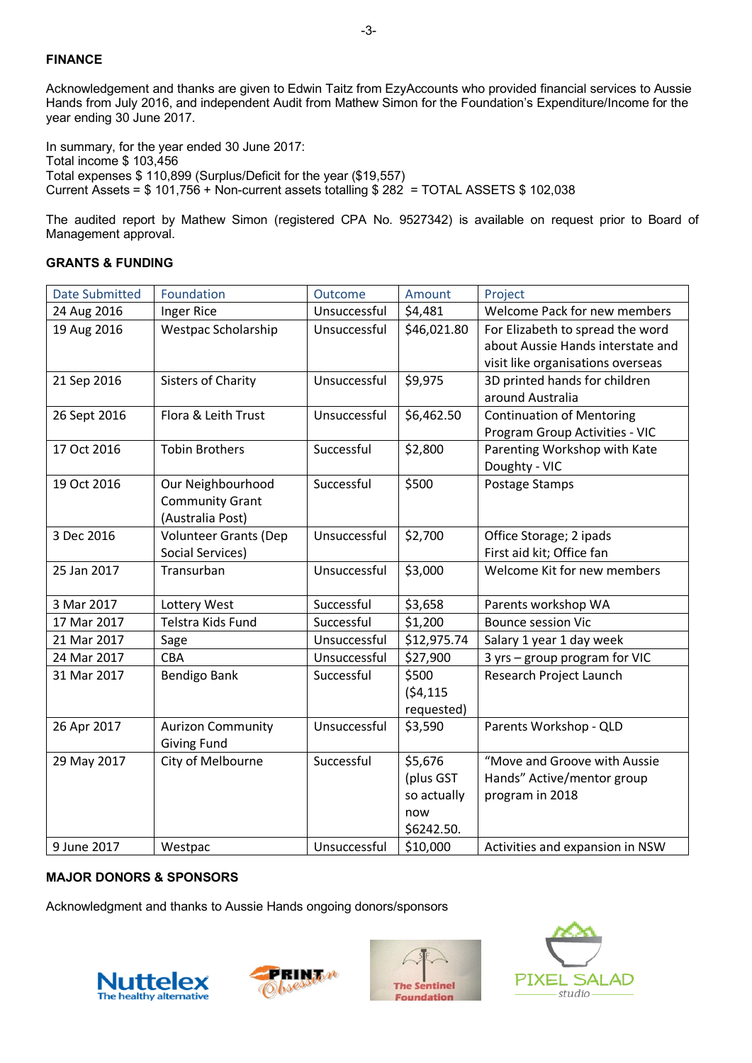**FINANCE**

Acknowledgement and thanks are given to Edwin Taitz from EzyAccounts who provided financial services to Aussie Hands from July 2016, and independent Audit from Mathew Simon for the Foundation's Expenditure/Income for the year ending 30 June 2017.

In summary, for the year ended 30 June 2017:
Total income $ 103,456
Total expenses $ 110,899 (Surplus/Deficit for the year ($19,557)
Current Assets = $ 101,756 + Non-current assets totalling $ 282 = TOTAL ASSETS $ 102,038

The audited report by Mathew Simon (registered CPA No. 9527342) is available on request prior to Board of Management approval.

**GRANTS & FUNDING**

| Date Submitted | Foundation | Outcome | Amount | Project |
|---|---|---|---|---|
| 24 Aug 2016 | Inger Rice | Unsuccessful | $4,481 | Welcome Pack for new members |
| 19 Aug 2016 | Westpac Scholarship | Unsuccessful | $46,021.80 | For Elizabeth to spread the word about Aussie Hands interstate and visit like organisations overseas |
| 21 Sep 2016 | Sisters of Charity | Unsuccessful | $9,975 | 3D printed hands for children around Australia |
| 26 Sept 2016 | Flora & Leith Trust | Unsuccessful | $6,462.50 | Continuation of Mentoring Program Group Activities - VIC |
| 17 Oct 2016 | Tobin Brothers | Successful | $2,800 | Parenting Workshop with Kate Doughty - VIC |
| 19 Oct 2016 | Our Neighbourhood Community Grant (Australia Post) | Successful | $500 | Postage Stamps |
| 3 Dec 2016 | Volunteer Grants (Dep Social Services) | Unsuccessful | $2,700 | Office Storage; 2 ipads First aid kit; Office fan |
| 25 Jan 2017 | Transurban | Unsuccessful | $3,000 | Welcome Kit for new members |
| 3 Mar 2017 | Lottery West | Successful | $3,658 | Parents workshop WA |
| 17 Mar 2017 | Telstra Kids Fund | Successful | $1,200 | Bounce session Vic |
| 21 Mar 2017 | Sage | Unsuccessful | $12,975.74 | Salary 1 year 1 day week |
| 24 Mar 2017 | CBA | Unsuccessful | $27,900 | 3 yrs – group program for VIC |
| 31 Mar 2017 | Bendigo Bank | Successful | $500 ($4,115 requested) | Research Project Launch |
| 26 Apr 2017 | Aurizon Community Giving Fund | Unsuccessful | $3,590 | Parents Workshop - QLD |
| 29 May 2017 | City of Melbourne | Successful | $5,676 (plus GST so actually now $6242.50. | "Move and Groove with Aussie Hands" Active/mentor group program in 2018 |
| 9 June 2017 | Westpac | Unsuccessful | $10,000 | Activities and expansion in NSW |

**MAJOR DONORS & SPONSORS**

Acknowledgment and thanks to Aussie Hands ongoing donors/sponsors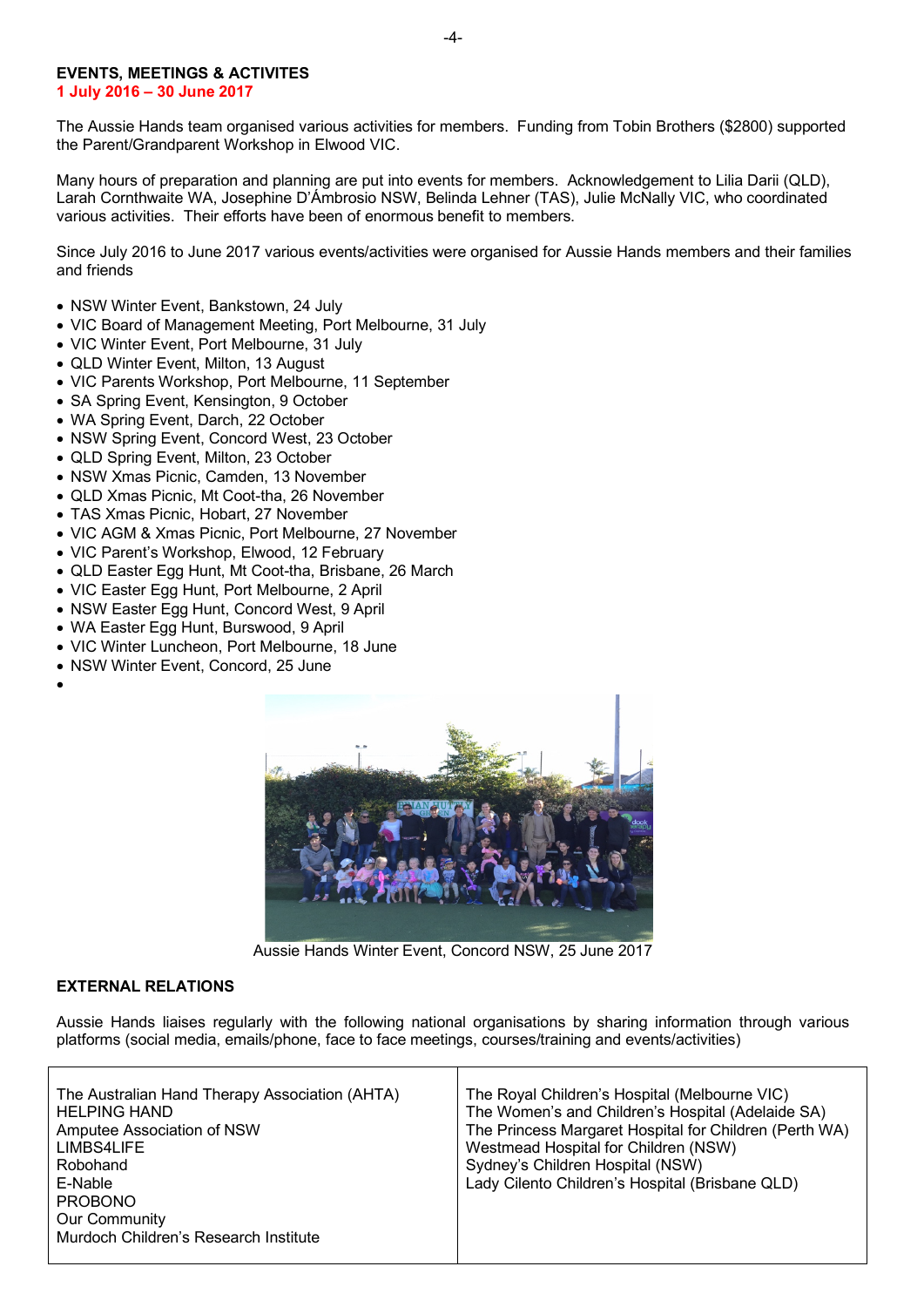## EVENTS, MEETINGS & ACTIVITES

**1 July 2016 – 30 June 2017**

The Aussie Hands team organised various activities for members. Funding from Tobin Brothers ($2800) supported the Parent/Grandparent Workshop in Elwood VIC.

Many hours of preparation and planning are put into events for members. Acknowledgement to Lilia Darii (QLD), Larah Cornthwaite WA, Josephine D'Ámbrosio NSW, Belinda Lehner (TAS), Julie McNally VIC, who coordinated various activities. Their efforts have been of enormous benefit to members.

Since July 2016 to June 2017 various events/activities were organised for Aussie Hands members and their families and friends

- NSW Winter Event, Bankstown, 24 July
- VIC Board of Management Meeting, Port Melbourne, 31 July
- VIC Winter Event, Port Melbourne, 31 July
- QLD Winter Event, Milton, 13 August
- VIC Parents Workshop, Port Melbourne, 11 September
- SA Spring Event, Kensington, 9 October
- WA Spring Event, Darch, 22 October
- NSW Spring Event, Concord West, 23 October
- QLD Spring Event, Milton, 23 October
- NSW Xmas Picnic, Camden, 13 November
- QLD Xmas Picnic, Mt Coot-tha, 26 November
- TAS Xmas Picnic, Hobart, 27 November
- VIC AGM & Xmas Picnic, Port Melbourne, 27 November
- VIC Parent's Workshop, Elwood, 12 February
- QLD Easter Egg Hunt, Mt Coot-tha, Brisbane, 26 March
- VIC Easter Egg Hunt, Port Melbourne, 2 April
- NSW Easter Egg Hunt, Concord West, 9 April
- WA Easter Egg Hunt, Burswood, 9 April
- VIC Winter Luncheon, Port Melbourne, 18 June
- NSW Winter Event, Concord, 25 June

Aussie Hands Winter Event, Concord NSW, 25 June 2017

## EXTERNAL RELATIONS

Aussie Hands liaises regularly with the following national organisations by sharing information through various platforms (social media, emails/phone, face to face meetings, courses/training and events/activities)

| | |
|---|---|
| The Australian Hand Therapy Association (AHTA) | The Royal Children's Hospital (Melbourne VIC) |
| HELPING HAND | The Women's and Children's Hospital (Adelaide SA) |
| Amputee Association of NSW | The Princess Margaret Hospital for Children (Perth WA) |
| LIMBS4LIFE | Westmead Hospital for Children (NSW) |
| Robohand | Sydney's Children Hospital (NSW) |
| E-Nable | Lady Cilento Children's Hospital (Brisbane QLD) |
| PROBONO | |
| Our Community | |
| Murdoch Children's Research Institute | |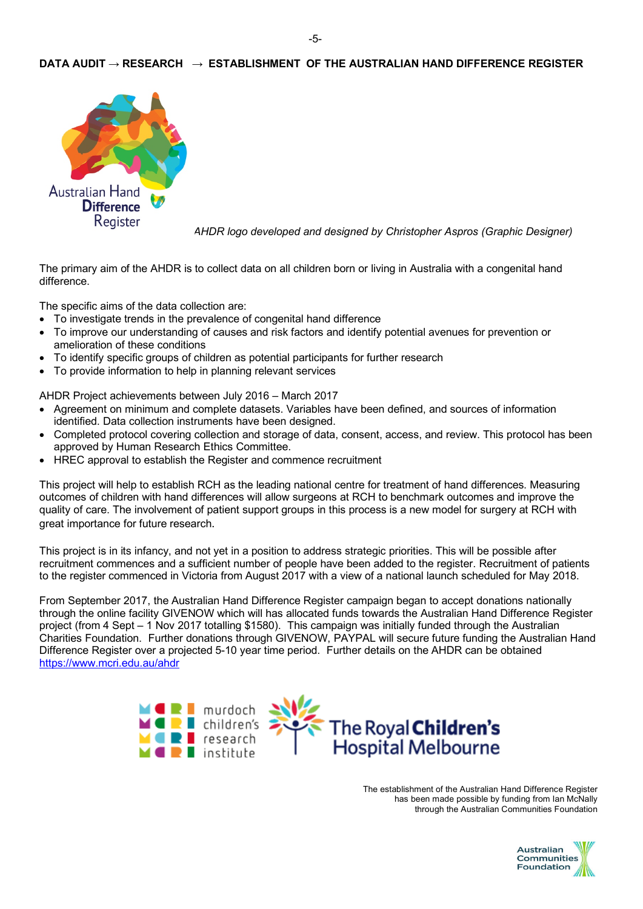## DATA AUDIT → RESEARCH → ESTABLISHMENT OF THE AUSTRALIAN HAND DIFFERENCE REGISTER

*AHDR logo developed and designed by Christopher Aspros (Graphic Designer)*

The primary aim of the AHDR is to collect data on all children born or living in Australia with a congenital hand difference.

The specific aims of the data collection are:

- To investigate trends in the prevalence of congenital hand difference
- To improve our understanding of causes and risk factors and identify potential avenues for prevention or amelioration of these conditions
- To identify specific groups of children as potential participants for further research
- To provide information to help in planning relevant services

AHDR Project achievements between July 2016 – March 2017

- Agreement on minimum and complete datasets. Variables have been defined, and sources of information identified. Data collection instruments have been designed.
- Completed protocol covering collection and storage of data, consent, access, and review. This protocol has been approved by Human Research Ethics Committee.
- HREC approval to establish the Register and commence recruitment

This project will help to establish RCH as the leading national centre for treatment of hand differences. Measuring outcomes of children with hand differences will allow surgeons at RCH to benchmark outcomes and improve the quality of care. The involvement of patient support groups in this process is a new model for surgery at RCH with great importance for future research.

This project is in its infancy, and not yet in a position to address strategic priorities. This will be possible after recruitment commences and a sufficient number of people have been added to the register. Recruitment of patients to the register commenced in Victoria from August 2017 with a view of a national launch scheduled for May 2018.

From September 2017, the Australian Hand Difference Register campaign began to accept donations nationally through the online facility GIVENOW which will has allocated funds towards the Australian Hand Difference Register project (from 4 Sept – 1 Nov 2017 totalling $1580). This campaign was initially funded through the Australian Charities Foundation. Further donations through GIVENOW, PAYPAL will secure future funding the Australian Hand Difference Register over a projected 5-10 year time period. Further details on the AHDR can be obtained https://www.mcri.edu.au/ahdr

The establishment of the Australian Hand Difference Register has been made possible by funding from Ian McNally through the Australian Communities Foundation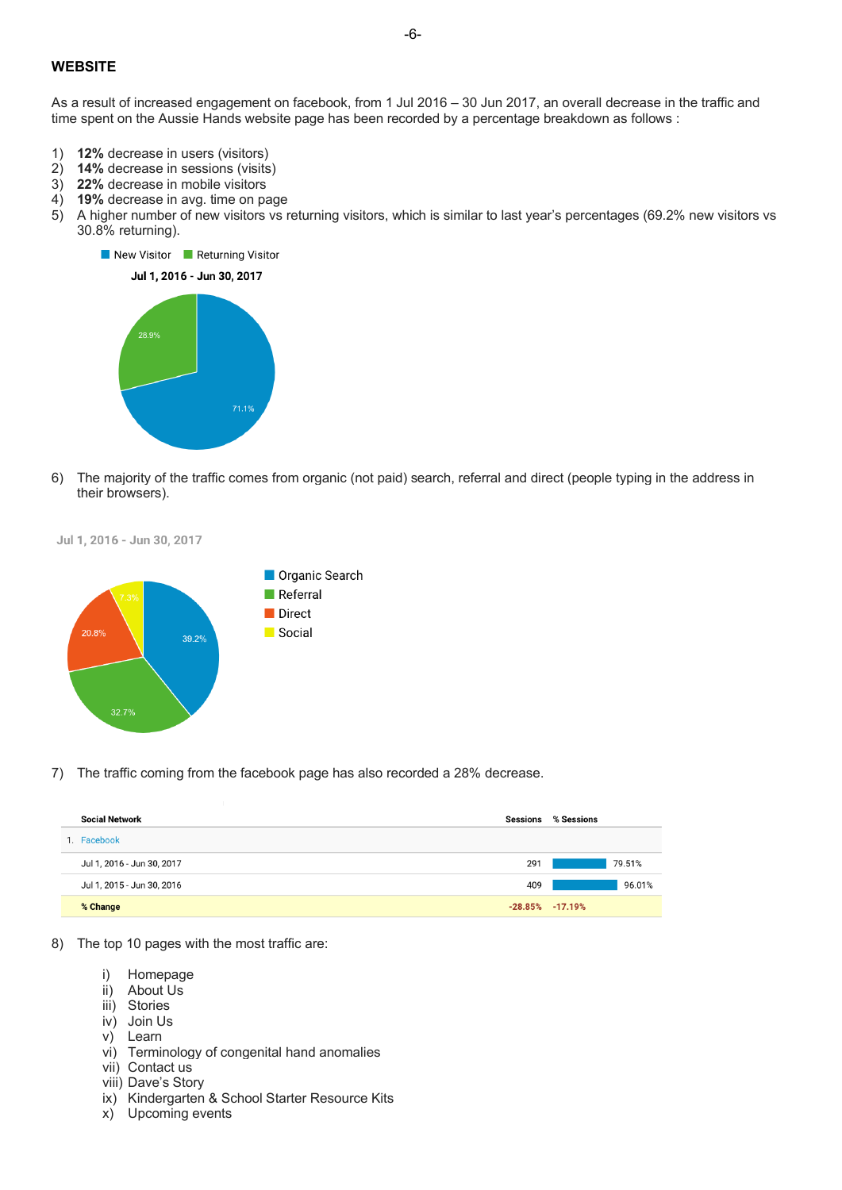## WEBSITE

As a result of increased engagement on facebook, from 1 Jul 2016 – 30 Jun 2017, an overall decrease in the traffic and time spent on the Aussie Hands website page has been recorded by a percentage breakdown as follows :

1) **12%** decrease in users (visitors)
2) **14%** decrease in sessions (visits)
3) **22%** decrease in mobile visitors
4) **19%** decrease in avg. time on page
5) A higher number of new visitors vs returning visitors, which is similar to last year's percentages (69.2% new visitors vs 30.8% returning).

New Visitor   Returning Visitor

**Jul 1, 2016 - Jun 30, 2017**

28.9%

71.1%

6) The majority of the traffic comes from organic (not paid) search, referral and direct (people typing in the address in their browsers).

Jul 1, 2016 - Jun 30, 2017

Organic Search
Referral
Direct
Social

39.2%
32.7%
20.8%
7.3%

7) The traffic coming from the facebook page has also recorded a 28% decrease.

| Social Network | Sessions | % Sessions |
|---|---|---|
| 1. Facebook | | |
| Jul 1, 2016 - Jun 30, 2017 | 291 | 79.51% |
| Jul 1, 2015 - Jun 30, 2016 | 409 | 96.01% |
| **% Change** | -28.85% | -17.19% |

8) The top 10 pages with the most traffic are:

   i) Homepage
   ii) About Us
   iii) Stories
   iv) Join Us
   v) Learn
   vi) Terminology of congenital hand anomalies
   vii) Contact us
   viii) Dave's Story
   ix) Kindergarten & School Starter Resource Kits
   x) Upcoming events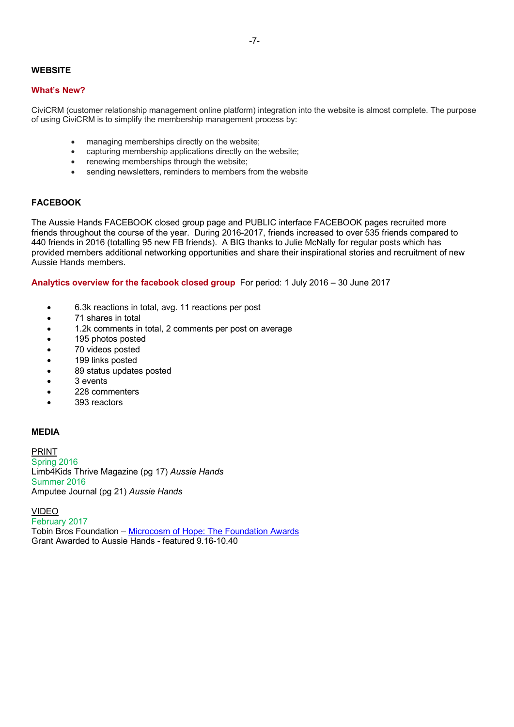## WEBSITE

### What's New?

CiviCRM (customer relationship management online platform) integration into the website is almost complete. The purpose of using CiviCRM is to simplify the membership management process by:

- managing memberships directly on the website;
- capturing membership applications directly on the website;
- renewing memberships through the website;
- sending newsletters, reminders to members from the website

## FACEBOOK

The Aussie Hands FACEBOOK closed group page and PUBLIC interface FACEBOOK pages recruited more friends throughout the course of the year. During 2016-2017, friends increased to over 535 friends compared to 440 friends in 2016 (totalling 95 new FB friends). A BIG thanks to Julie McNally for regular posts which has provided members additional networking opportunities and share their inspirational stories and recruitment of new Aussie Hands members.

**Analytics overview for the facebook closed group** For period: 1 July 2016 – 30 June 2017

- 6.3k reactions in total, avg. 11 reactions per post
- 71 shares in total
- 1.2k comments in total, 2 comments per post on average
- 195 photos posted
- 70 videos posted
- 199 links posted
- 89 status updates posted
- 3 events
- 228 commenters
- 393 reactors

## MEDIA

PRINT

Spring 2016
Limb4Kids Thrive Magazine (pg 17) *Aussie Hands*

Summer 2016
Amputee Journal (pg 21) *Aussie Hands*

VIDEO

February 2017
Tobin Bros Foundation – Microcosm of Hope: The Foundation Awards
Grant Awarded to Aussie Hands - featured 9.16-10.40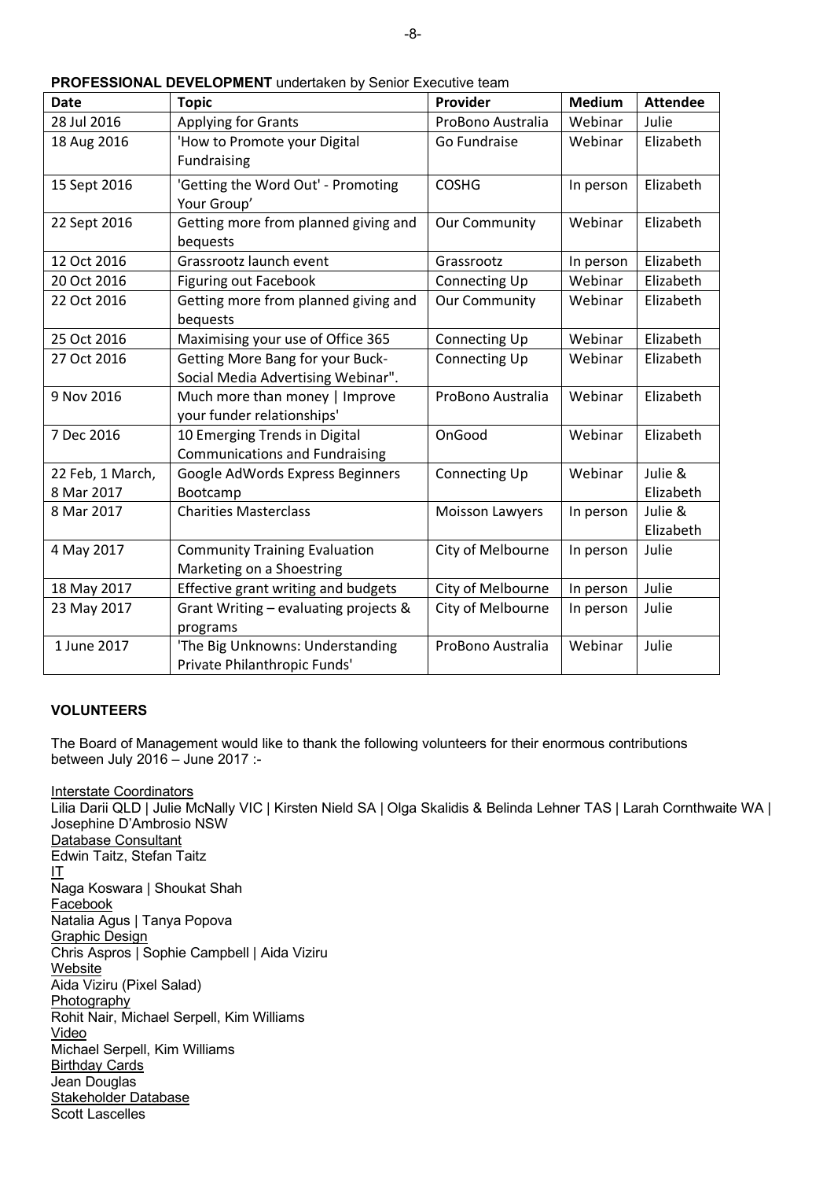**PROFESSIONAL DEVELOPMENT** undertaken by Senior Executive team

| Date | Topic | Provider | Medium | Attendee |
|---|---|---|---|---|
| 28 Jul 2016 | Applying for Grants | ProBono Australia | Webinar | Julie |
| 18 Aug 2016 | 'How to Promote your Digital Fundraising | Go Fundraise | Webinar | Elizabeth |
| 15 Sept 2016 | 'Getting the Word Out' - Promoting Your Group' | COSHG | In person | Elizabeth |
| 22 Sept 2016 | Getting more from planned giving and bequests | Our Community | Webinar | Elizabeth |
| 12 Oct 2016 | Grassrootz launch event | Grassrootz | In person | Elizabeth |
| 20 Oct 2016 | Figuring out Facebook | Connecting Up | Webinar | Elizabeth |
| 22 Oct 2016 | Getting more from planned giving and bequests | Our Community | Webinar | Elizabeth |
| 25 Oct 2016 | Maximising your use of Office 365 | Connecting Up | Webinar | Elizabeth |
| 27 Oct 2016 | Getting More Bang for your Buck- Social Media Advertising Webinar". | Connecting Up | Webinar | Elizabeth |
| 9 Nov 2016 | Much more than money \| Improve your funder relationships' | ProBono Australia | Webinar | Elizabeth |
| 7 Dec 2016 | 10 Emerging Trends in Digital Communications and Fundraising | OnGood | Webinar | Elizabeth |
| 22 Feb, 1 March, 8 Mar 2017 | Google AdWords Express Beginners Bootcamp | Connecting Up | Webinar | Julie & Elizabeth |
| 8 Mar 2017 | Charities Masterclass | Moisson Lawyers | In person | Julie & Elizabeth |
| 4 May 2017 | Community Training Evaluation Marketing on a Shoestring | City of Melbourne | In person | Julie |
| 18 May 2017 | Effective grant writing and budgets | City of Melbourne | In person | Julie |
| 23 May 2017 | Grant Writing – evaluating projects & programs | City of Melbourne | In person | Julie |
| 1 June 2017 | 'The Big Unknowns: Understanding Private Philanthropic Funds' | ProBono Australia | Webinar | Julie |

**VOLUNTEERS**

The Board of Management would like to thank the following volunteers for their enormous contributions between July 2016 – June 2017 :-

Interstate Coordinators
Lilia Darii QLD | Julie McNally VIC | Kirsten Nield SA | Olga Skalidis & Belinda Lehner TAS | Larah Cornthwaite WA | Josephine D'Ambrosio NSW
Database Consultant
Edwin Taitz, Stefan Taitz
IT
Naga Koswara | Shoukat Shah
Facebook
Natalia Agus | Tanya Popova
Graphic Design
Chris Aspros | Sophie Campbell | Aida Viziru
Website
Aida Viziru (Pixel Salad)
Photography
Rohit Nair, Michael Serpell, Kim Williams
Video
Michael Serpell, Kim Williams
Birthday Cards
Jean Douglas
Stakeholder Database
Scott Lascelles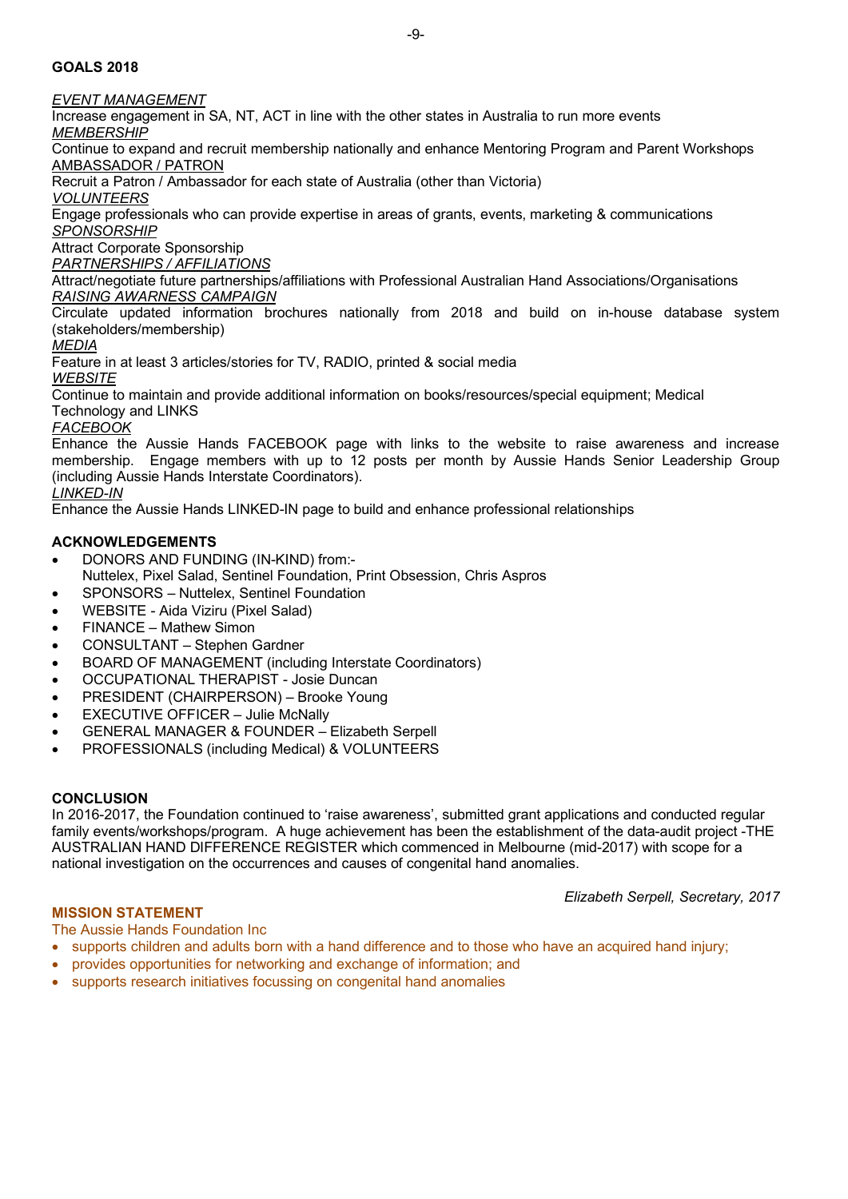**GOALS 2018**

*EVENT MANAGEMENT*

Increase engagement in SA, NT, ACT in line with the other states in Australia to run more events

*MEMBERSHIP*

Continue to expand and recruit membership nationally and enhance Mentoring Program and Parent Workshops

AMBASSADOR / PATRON

Recruit a Patron / Ambassador for each state of Australia (other than Victoria)

*VOLUNTEERS*

Engage professionals who can provide expertise in areas of grants, events, marketing & communications

*SPONSORSHIP*

Attract Corporate Sponsorship

*PARTNERSHIPS / AFFILIATIONS*

Attract/negotiate future partnerships/affiliations with Professional Australian Hand Associations/Organisations

*RAISING AWARNESS CAMPAIGN*

Circulate updated information brochures nationally from 2018 and build on in-house database system (stakeholders/membership)

*MEDIA*

Feature in at least 3 articles/stories for TV, RADIO, printed & social media

*WEBSITE*

Continue to maintain and provide additional information on books/resources/special equipment; Medical Technology and LINKS

*FACEBOOK*

Enhance the Aussie Hands FACEBOOK page with links to the website to raise awareness and increase membership. Engage members with up to 12 posts per month by Aussie Hands Senior Leadership Group (including Aussie Hands Interstate Coordinators).

*LINKED-IN*

Enhance the Aussie Hands LINKED-IN page to build and enhance professional relationships

**ACKNOWLEDGEMENTS**

- DONORS AND FUNDING (IN-KIND) from:-
  Nuttelex, Pixel Salad, Sentinel Foundation, Print Obsession, Chris Aspros
- SPONSORS – Nuttelex, Sentinel Foundation
- WEBSITE - Aida Viziru (Pixel Salad)
- FINANCE – Mathew Simon
- CONSULTANT – Stephen Gardner
- BOARD OF MANAGEMENT (including Interstate Coordinators)
- OCCUPATIONAL THERAPIST - Josie Duncan
- PRESIDENT (CHAIRPERSON) – Brooke Young
- EXECUTIVE OFFICER – Julie McNally
- GENERAL MANAGER & FOUNDER – Elizabeth Serpell
- PROFESSIONALS (including Medical) & VOLUNTEERS

**CONCLUSION**

In 2016-2017, the Foundation continued to 'raise awareness', submitted grant applications and conducted regular family events/workshops/program. A huge achievement has been the establishment of the data-audit project -THE AUSTRALIAN HAND DIFFERENCE REGISTER which commenced in Melbourne (mid-2017) with scope for a national investigation on the occurrences and causes of congenital hand anomalies.

*Elizabeth Serpell, Secretary, 2017*

**MISSION STATEMENT**

The Aussie Hands Foundation Inc

- supports children and adults born with a hand difference and to those who have an acquired hand injury;
- provides opportunities for networking and exchange of information; and
- supports research initiatives focussing on congenital hand anomalies